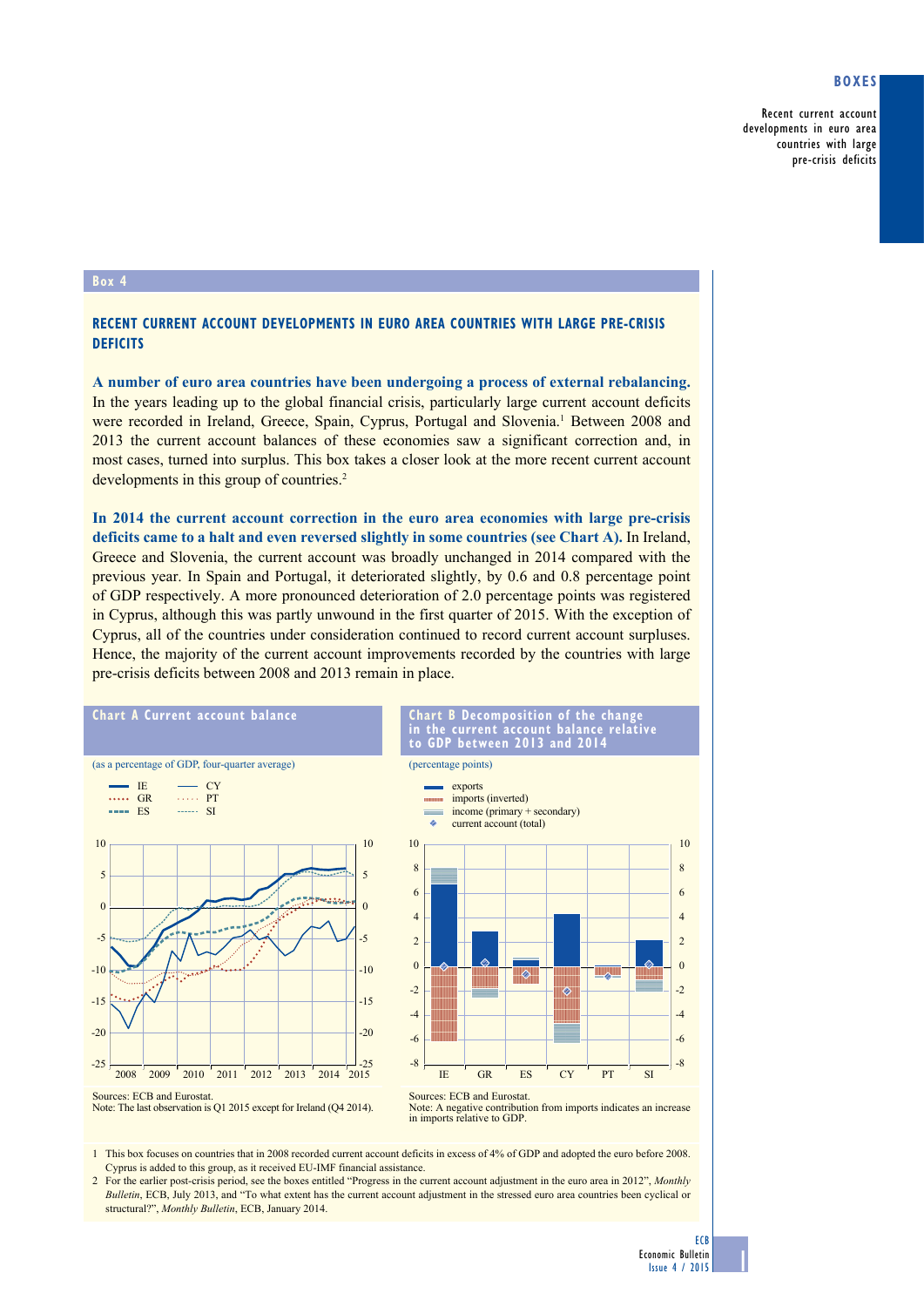Box 4

## RECENT CURRENT ACCOUNT DEVELOPMENTS IN EURO AREA COUNTRIES WITH LARGE PRE-CRISIS DEFICITS

**A number of euro area countries have been undergoing a process of external rebalancing.** In the years leading up to the global financial crisis, particularly large current account deficits were recorded in Ireland, Greece, Spain, Cyprus, Portugal and Slovenia.[1] Between 2008 and 2013 the current account balances of these economies saw a significant correction and, in most cases, turned into surplus. This box takes a closer look at the more recent current account developments in this group of countries.[2]

**In 2014 the current account correction in the euro area economies with large pre-crisis deficits came to a halt and even reversed slightly in some countries (see Chart A).** In Ireland, Greece and Slovenia, the current account was broadly unchanged in 2014 compared with the previous year. In Spain and Portugal, it deteriorated slightly, by 0.6 and 0.8 percentage point of GDP respectively. A more pronounced deterioration of 2.0 percentage points was registered in Cyprus, although this was partly unwound in the first quarter of 2015. With the exception of Cyprus, all of the countries under consideration continued to record current account surpluses. Hence, the majority of the current account improvements recorded by the countries with large pre-crisis deficits between 2008 and 2013 remain in place.

**Chart A Current account balance**

(as a percentage of GDP, four-quarter average)

Legend: IE, GR, ES, CY, PT, SI

Sources: ECB and Eurostat.
Note: The last observation is Q1 2015 except for Ireland (Q4 2014).

**Chart B Decomposition of the change in the current account balance relative to GDP between 2013 and 2014**

(percentage points)

Legend: exports; imports (inverted); income (primary + secondary); current account (total)

Sources: ECB and Eurostat.
Note: A negative contribution from imports indicates an increase in imports relative to GDP.

1 This box focuses on countries that in 2008 recorded current account deficits in excess of 4% of GDP and adopted the euro before 2008. Cyprus is added to this group, as it received EU-IMF financial assistance.

2 For the earlier post-crisis period, see the boxes entitled "Progress in the current account adjustment in the euro area in 2012", *Monthly Bulletin*, ECB, July 2013, and "To what extent has the current account adjustment in the stressed euro area countries been cyclical or structural?", *Monthly Bulletin*, ECB, January 2014.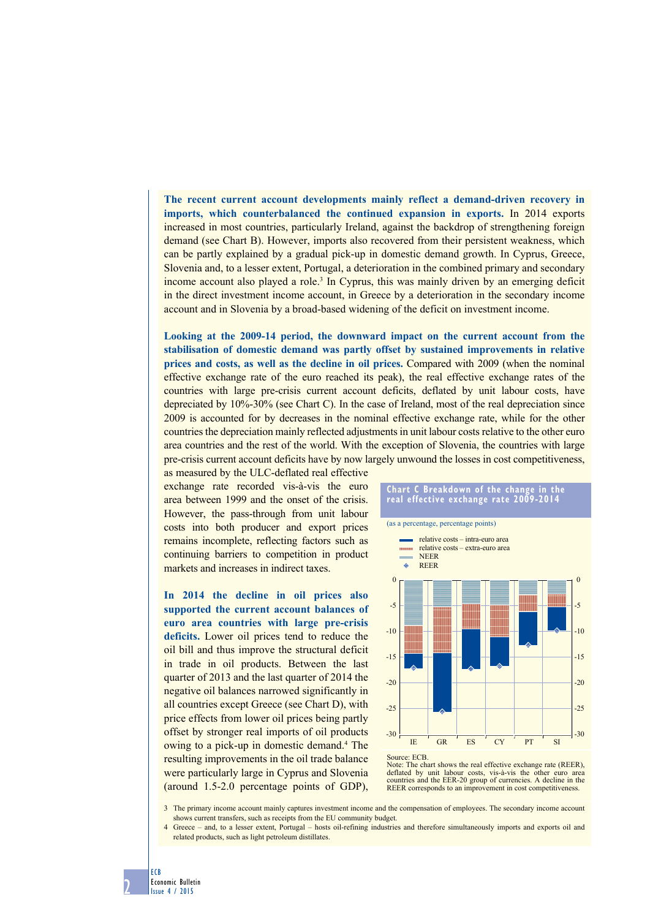**The recent current account developments mainly reflect a demand-driven recovery in imports, which counterbalanced the continued expansion in exports.** In 2014 exports increased in most countries, particularly Ireland, against the backdrop of strengthening foreign demand (see Chart B). However, imports also recovered from their persistent weakness, which can be partly explained by a gradual pick-up in domestic demand growth. In Cyprus, Greece, Slovenia and, to a lesser extent, Portugal, a deterioration in the combined primary and secondary income account also played a role.[3] In Cyprus, this was mainly driven by an emerging deficit in the direct investment income account, in Greece by a deterioration in the secondary income account and in Slovenia by a broad-based widening of the deficit on investment income.

**Looking at the 2009-14 period, the downward impact on the current account from the stabilisation of domestic demand was partly offset by sustained improvements in relative prices and costs, as well as the decline in oil prices.** Compared with 2009 (when the nominal effective exchange rate of the euro reached its peak), the real effective exchange rates of the countries with large pre-crisis current account deficits, deflated by unit labour costs, have depreciated by 10%-30% (see Chart C). In the case of Ireland, most of the real depreciation since 2009 is accounted for by decreases in the nominal effective exchange rate, while for the other countries the depreciation mainly reflected adjustments in unit labour costs relative to the other euro area countries and the rest of the world. With the exception of Slovenia, the countries with large pre-crisis current account deficits have by now largely unwound the losses in cost competitiveness, as measured by the ULC-deflated real effective exchange rate recorded vis-à-vis the euro area between 1999 and the onset of the crisis. However, the pass-through from unit labour costs into both producer and export prices remains incomplete, reflecting factors such as continuing barriers to competition in product markets and increases in indirect taxes.

**In 2014 the decline in oil prices also supported the current account balances of euro area countries with large pre-crisis deficits.** Lower oil prices tend to reduce the oil bill and thus improve the structural deficit in trade in oil products. Between the last quarter of 2013 and the last quarter of 2014 the negative oil balances narrowed significantly in all countries except Greece (see Chart D), with price effects from lower oil prices being partly offset by stronger real imports of oil products owing to a pick-up in domestic demand.[4] The resulting improvements in the oil trade balance were particularly large in Cyprus and Slovenia (around 1.5-2.0 percentage points of GDP),

**Chart C Breakdown of the change in the real effective exchange rate 2009-2014**

(as a percentage, percentage points)

Legend: relative costs – intra-euro area; relative costs – extra-euro area; NEER; REER

Countries: IE, GR, ES, CY, PT, SI (y-axis: 0 to -30)

Source: ECB.
Note: The chart shows the real effective exchange rate (REER), deflated by unit labour costs, vis-à-vis the other euro area countries and the EER-20 group of currencies. A decline in the REER corresponds to an improvement in cost competitiveness.

3 The primary income account mainly captures investment income and the compensation of employees. The secondary income account shows current transfers, such as receipts from the EU community budget.

4 Greece – and, to a lesser extent, Portugal – hosts oil-refining industries and therefore simultaneously imports and exports oil and related products, such as light petroleum distillates.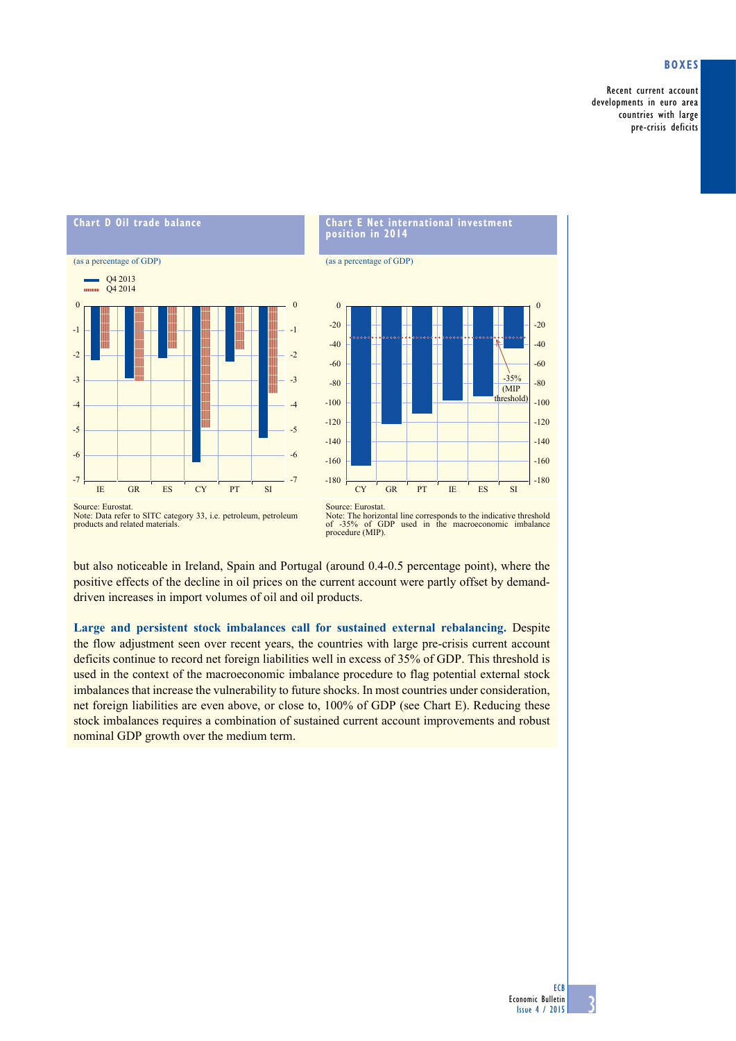**Chart D Oil trade balance**

(as a percentage of GDP)

Q4 2013
Q4 2014

0
-1
-2
-3
-4
-5
-6
-7

IE GR ES CY PT SI

Source: Eurostat.
Note: Data refer to SITC category 33, i.e. petroleum, petroleum products and related materials.

**Chart E Net international investment position in 2014**

(as a percentage of GDP)

0
-20
-40
-60
-80
-100
-120
-140
-160
-180

-35% (MIP threshold)

CY GR PT IE ES SI

Source: Eurostat.
Note: The horizontal line corresponds to the indicative threshold of -35% of GDP used in the macroeconomic imbalance procedure (MIP).

but also noticeable in Ireland, Spain and Portugal (around 0.4-0.5 percentage point), where the positive effects of the decline in oil prices on the current account were partly offset by demand-driven increases in import volumes of oil and oil products.

**Large and persistent stock imbalances call for sustained external rebalancing.** Despite the flow adjustment seen over recent years, the countries with large pre-crisis current account deficits continue to record net foreign liabilities well in excess of 35% of GDP. This threshold is used in the context of the macroeconomic imbalance procedure to flag potential external stock imbalances that increase the vulnerability to future shocks. In most countries under consideration, net foreign liabilities are even above, or close to, 100% of GDP (see Chart E). Reducing these stock imbalances requires a combination of sustained current account improvements and robust nominal GDP growth over the medium term.